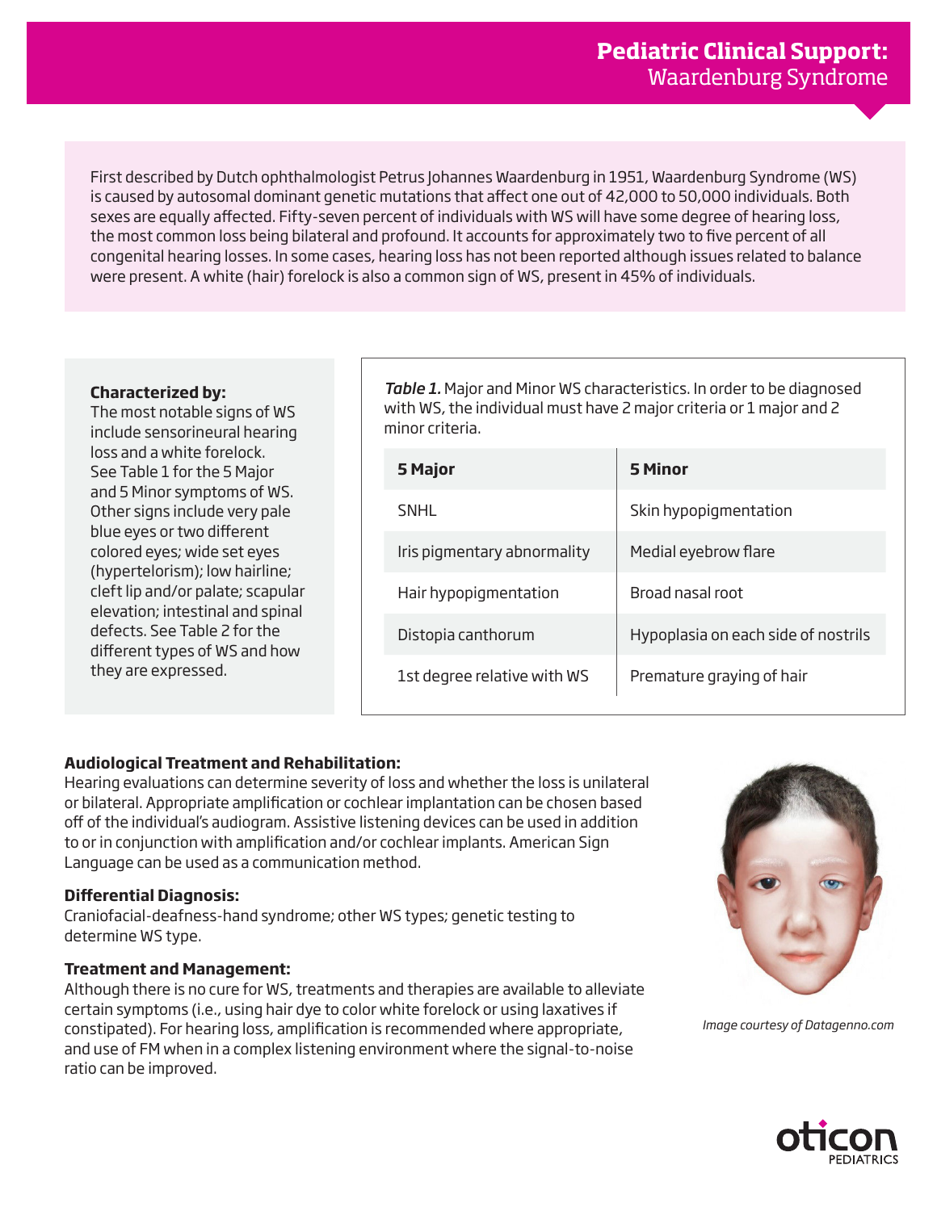# Pediatric Clinical Support: Waardenburg Syndrome

First described by Dutch ophthalmologist Petrus Johannes Waardenburg in 1951, Waardenburg Syndrome (WS) is caused by autosomal dominant genetic mutations that affect one out of 42,000 to 50,000 individuals. Both sexes are equally affected. Fifty-seven percent of individuals with WS will have some degree of hearing loss, the most common loss being bilateral and profound. It accounts for approximately two to five percent of all congenital hearing losses. In some cases, hearing loss has not been reported although issues related to balance were present. A white (hair) forelock is also a common sign of WS, present in 45% of individuals.

**Characterized by:**
The most notable signs of WS include sensorineural hearing loss and a white forelock. See Table 1 for the 5 Major and 5 Minor symptoms of WS. Other signs include very pale blue eyes or two different colored eyes; wide set eyes (hypertelorism); low hairline; cleft lip and/or palate; scapular elevation; intestinal and spinal defects. See Table 2 for the different types of WS and how they are expressed.

***Table 1.*** Major and Minor WS characteristics. In order to be diagnosed with WS, the individual must have 2 major criteria or 1 major and 2 minor criteria.

| 5 Major | 5 Minor |
|---|---|
| SNHL | Skin hypopigmentation |
| Iris pigmentary abnormality | Medial eyebrow flare |
| Hair hypopigmentation | Broad nasal root |
| Distopia canthorum | Hypoplasia on each side of nostrils |
| 1st degree relative with WS | Premature graying of hair |

**Audiological Treatment and Rehabilitation:**
Hearing evaluations can determine severity of loss and whether the loss is unilateral or bilateral. Appropriate amplification or cochlear implantation can be chosen based off of the individual's audiogram. Assistive listening devices can be used in addition to or in conjunction with amplification and/or cochlear implants. American Sign Language can be used as a communication method.

**Differential Diagnosis:**
Craniofacial-deafness-hand syndrome; other WS types; genetic testing to determine WS type.

**Treatment and Management:**
Although there is no cure for WS, treatments and therapies are available to alleviate certain symptoms (i.e., using hair dye to color white forelock or using laxatives if constipated). For hearing loss, amplification is recommended where appropriate, and use of FM when in a complex listening environment where the signal-to-noise ratio can be improved.

*Image courtesy of Datagenno.com*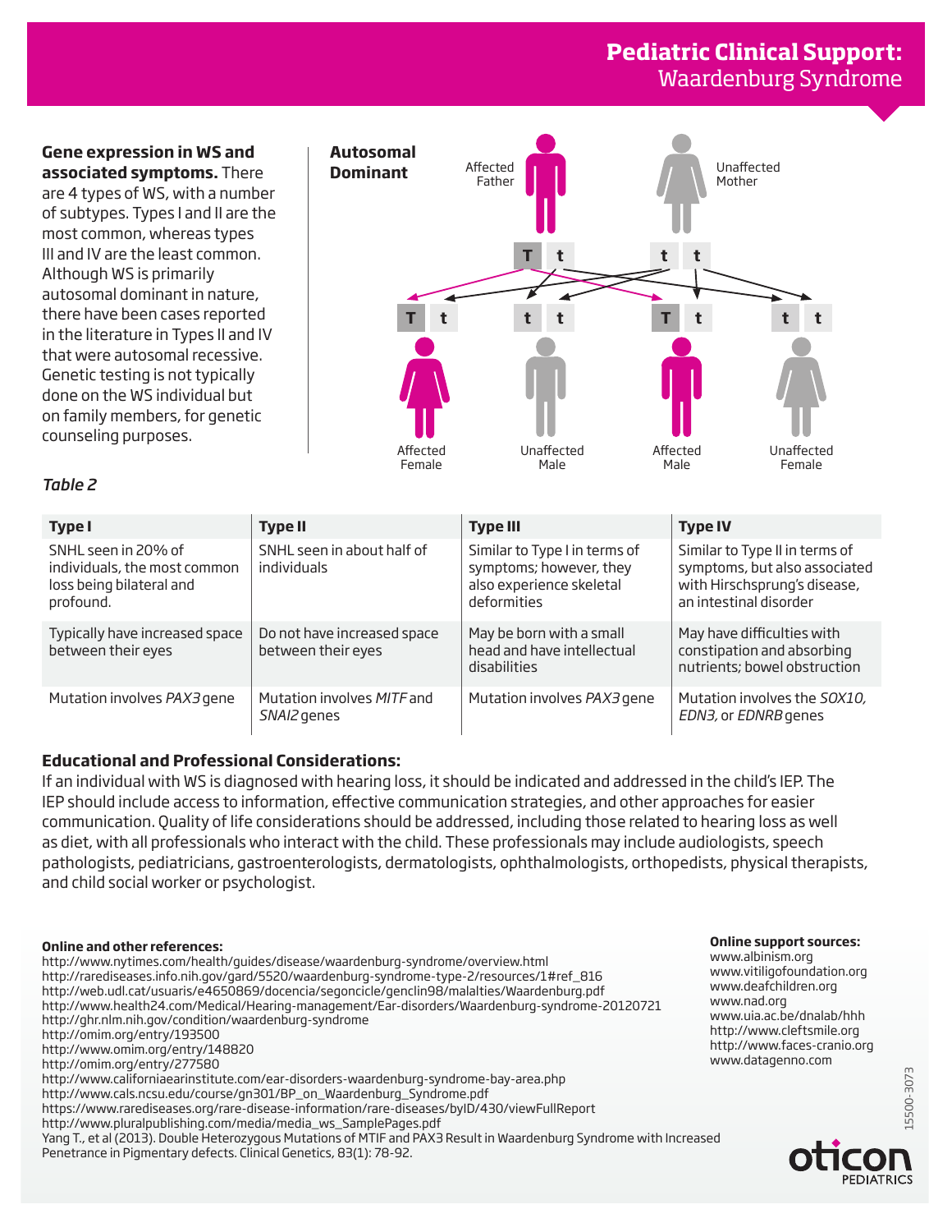# Pediatric Clinical Support: Waardenburg Syndrome

**Gene expression in WS and associated symptoms.** There are 4 types of WS, with a number of subtypes. Types I and II are the most common, whereas types III and IV are the least common. Although WS is primarily autosomal dominant in nature, there have been cases reported in the literature in Types II and IV that were autosomal recessive. Genetic testing is not typically done on the WS individual but on family members, for genetic counseling purposes.

**Autosomal Dominant**

Affected Father
T t

Unaffected Mother
t t

T t
Affected Female

t t
Unaffected Male

T t
Affected Male

t t
Unaffected Female

*Table 2*

| Type I | Type II | Type III | Type IV |
|---|---|---|---|
| SNHL seen in 20% of individuals, the most common loss being bilateral and profound. | SNHL seen in about half of individuals | Similar to Type I in terms of symptoms; however, they also experience skeletal deformities | Similar to Type II in terms of symptoms, but also associated with Hirschsprung's disease, an intestinal disorder |
| Typically have increased space between their eyes | Do not have increased space between their eyes | May be born with a small head and have intellectual disabilities | May have difficulties with constipation and absorbing nutrients; bowel obstruction |
| Mutation involves *PAX3* gene | Mutation involves *MITF* and *SNAI2* genes | Mutation involves *PAX3* gene | Mutation involves the *SOX10, EDN3,* or *EDNRB* genes |

**Educational and Professional Considerations:**

If an individual with WS is diagnosed with hearing loss, it should be indicated and addressed in the child's IEP. The IEP should include access to information, effective communication strategies, and other approaches for easier communication. Quality of life considerations should be addressed, including those related to hearing loss as well as diet, with all professionals who interact with the child. These professionals may include audiologists, speech pathologists, pediatricians, gastroenterologists, dermatologists, ophthalmologists, orthopedists, physical therapists, and child social worker or psychologist.

**Online and other references:**

http://www.nytimes.com/health/guides/disease/waardenburg-syndrome/overview.html
http://rarediseases.info.nih.gov/gard/5520/waardenburg-syndrome-type-2/resources/1#ref_816
http://web.udl.cat/usuaris/e4650869/docencia/segoncicle/genclin98/malalties/Waardenburg.pdf
http://www.health24.com/Medical/Hearing-management/Ear-disorders/Waardenburg-syndrome-20120721
http://ghr.nlm.nih.gov/condition/waardenburg-syndrome
http://omim.org/entry/193500
http://www.omim.org/entry/148820
http://omim.org/entry/277580
http://www.californiaearinstitute.com/ear-disorders-waardenburg-syndrome-bay-area.php
http://www.cals.ncsu.edu/course/gn301/BP_on_Waardenburg_Syndrome.pdf
https://www.rarediseases.org/rare-disease-information/rare-diseases/byID/430/viewFullReport
http://www.pluralpublishing.com/media/media_ws_SamplePages.pdf
Yang T., et al (2013). Double Heterozygous Mutations of MTIF and PAX3 Result in Waardenburg Syndrome with Increased Penetrance in Pigmentary defects. Clinical Genetics, 83(1): 78-92.

**Online support sources:**

www.albinism.org
www.vitiligofoundation.org
www.deafchildren.org
www.nad.org
www.uia.ac.be/dnalab/hhh
http://www.cleftsmile.org
http://www.faces-cranio.org
www.datagenno.com

15500-3073

oticon PEDIATRICS